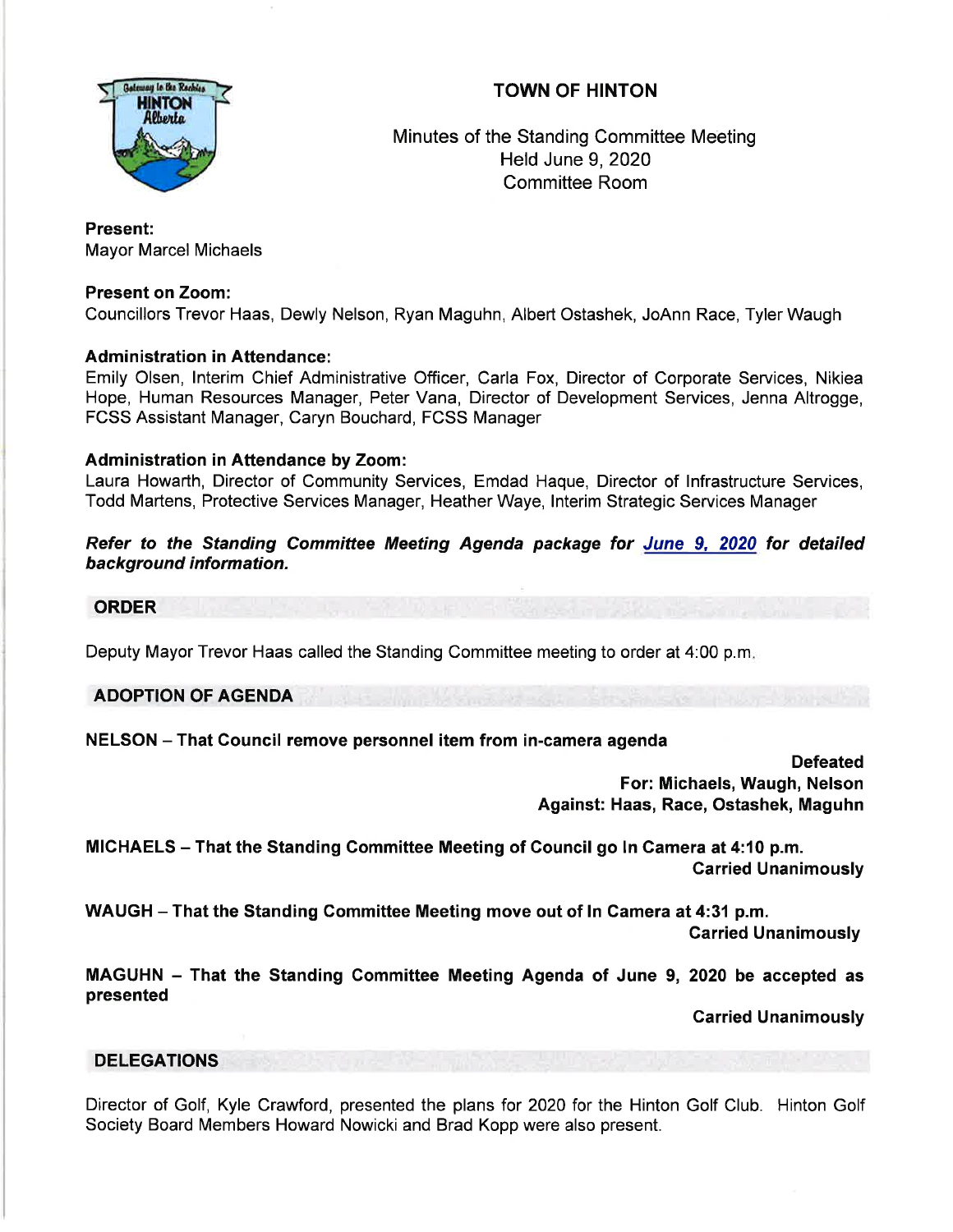# TOWN OF HINTON

Minutes of the Standing Committee Meeting
Held June 9, 2020
Committee Room

**Present:**
Mayor Marcel Michaels

**Present on Zoom:**
Councillors Trevor Haas, Dewly Nelson, Ryan Maguhn, Albert Ostashek, JoAnn Race, Tyler Waugh

**Administration in Attendance:**
Emily Olsen, Interim Chief Administrative Officer, Carla Fox, Director of Corporate Services, Nikiea Hope, Human Resources Manager, Peter Vana, Director of Development Services, Jenna Altrogge, FCSS Assistant Manager, Caryn Bouchard, FCSS Manager

**Administration in Attendance by Zoom:**
Laura Howarth, Director of Community Services, Emdad Haque, Director of Infrastructure Services, Todd Martens, Protective Services Manager, Heather Waye, Interim Strategic Services Manager

***Refer to the Standing Committee Meeting Agenda package for June 9, 2020 for detailed background information.***

## ORDER

Deputy Mayor Trevor Haas called the Standing Committee meeting to order at 4:00 p.m.

## ADOPTION OF AGENDA

**NELSON – That Council remove personnel item from in-camera agenda**

**Defeated**
**For: Michaels, Waugh, Nelson**
**Against: Haas, Race, Ostashek, Maguhn**

**MICHAELS – That the Standing Committee Meeting of Council go In Camera at 4:10 p.m.**
**Carried Unanimously**

**WAUGH – That the Standing Committee Meeting move out of In Camera at 4:31 p.m.**
**Carried Unanimously**

**MAGUHN – That the Standing Committee Meeting Agenda of June 9, 2020 be accepted as presented**

**Carried Unanimously**

## DELEGATIONS

Director of Golf, Kyle Crawford, presented the plans for 2020 for the Hinton Golf Club. Hinton Golf Society Board Members Howard Nowicki and Brad Kopp were also present.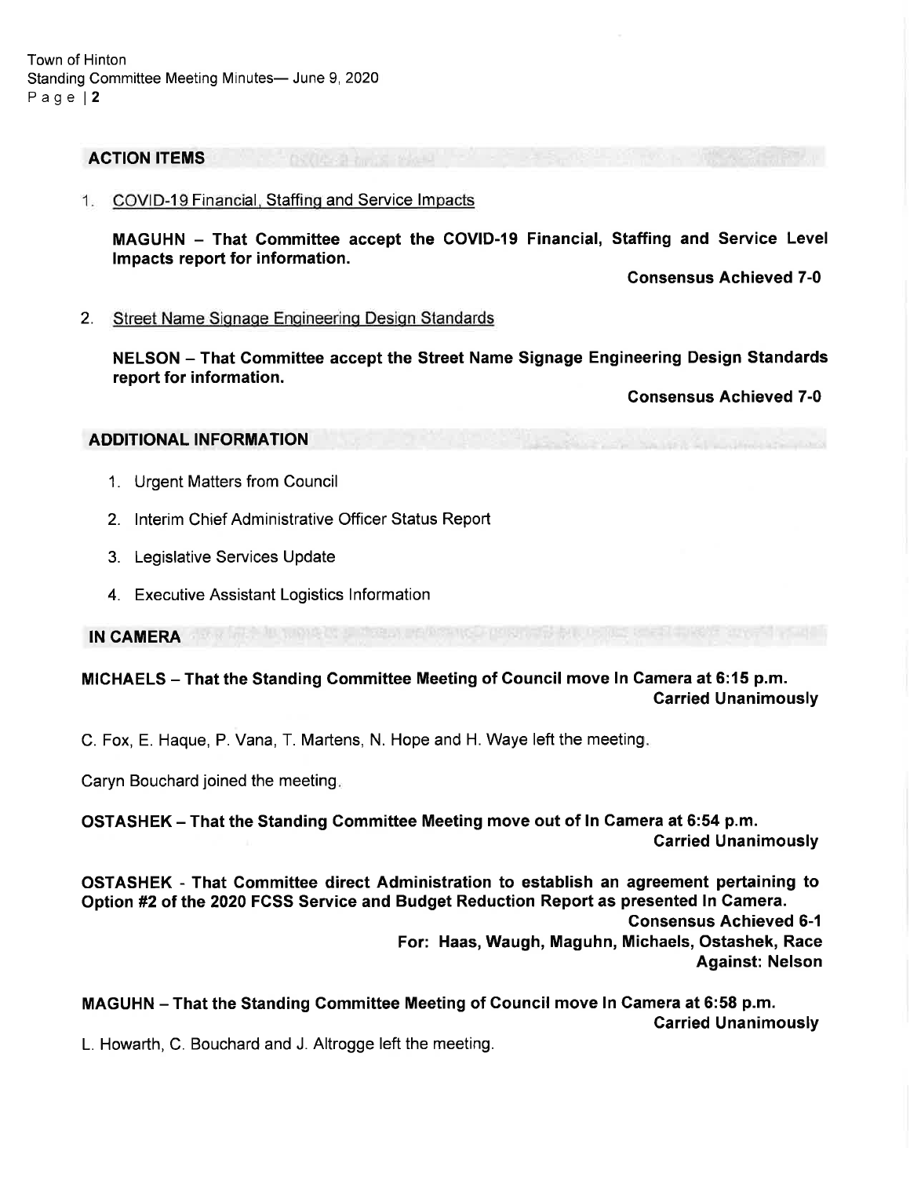## ACTION ITEMS

1. COVID-19 Financial, Staffing and Service Impacts

   **MAGUHN – That Committee accept the COVID-19 Financial, Staffing and Service Level Impacts report for information.**

   **Consensus Achieved 7-0**

2. Street Name Signage Engineering Design Standards

   **NELSON – That Committee accept the Street Name Signage Engineering Design Standards report for information.**

   **Consensus Achieved 7-0**

## ADDITIONAL INFORMATION

1. Urgent Matters from Council
2. Interim Chief Administrative Officer Status Report
3. Legislative Services Update
4. Executive Assistant Logistics Information

## IN CAMERA

**MICHAELS – That the Standing Committee Meeting of Council move In Camera at 6:15 p.m.**

**Carried Unanimously**

C. Fox, E. Haque, P. Vana, T. Martens, N. Hope and H. Waye left the meeting.

Caryn Bouchard joined the meeting.

**OSTASHEK – That the Standing Committee Meeting move out of In Camera at 6:54 p.m.**

**Carried Unanimously**

**OSTASHEK - That Committee direct Administration to establish an agreement pertaining to Option #2 of the 2020 FCSS Service and Budget Reduction Report as presented In Camera.**

**Consensus Achieved 6-1**

**For: Haas, Waugh, Maguhn, Michaels, Ostashek, Race**

**Against: Nelson**

**MAGUHN – That the Standing Committee Meeting of Council move In Camera at 6:58 p.m.**

**Carried Unanimously**

L. Howarth, C. Bouchard and J. Altrogge left the meeting.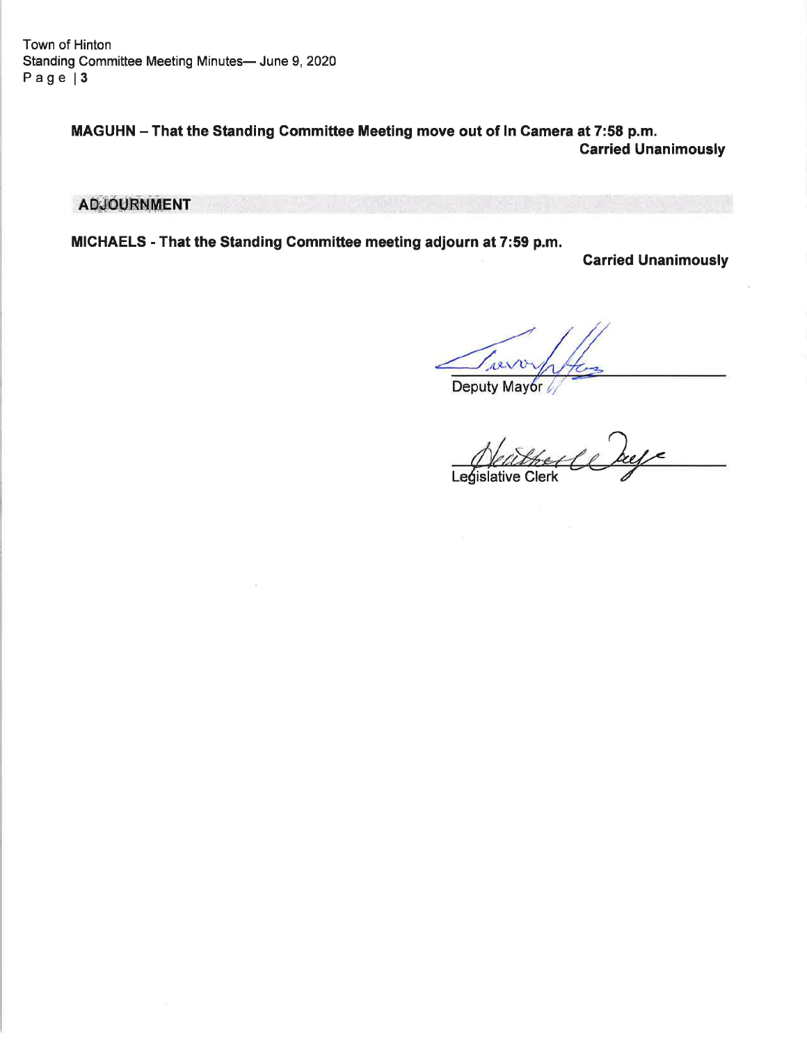**MAGUHN – That the Standing Committee Meeting move out of In Camera at 7:58 p.m.**

**Carried Unanimously**

## ADJOURNMENT

**MICHAELS - That the Standing Committee meeting adjourn at 7:59 p.m.**

**Carried Unanimously**

Deputy Mayor

Legislative Clerk